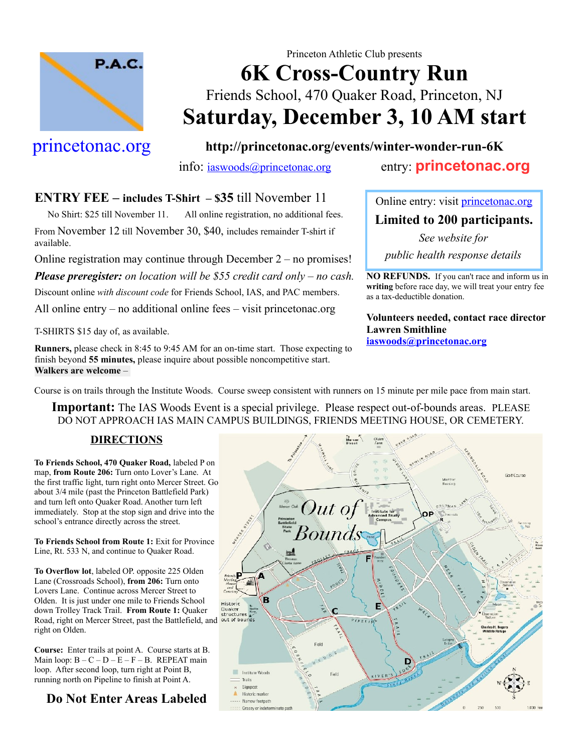P.A.C.

princetonac.org

Princeton Athletic Club presents

# 6K Cross-Country Run

Friends School, 470 Quaker Road, Princeton, NJ

## Saturday, December 3, 10 AM start

**http://princetonac.org/events/winter-wonder-run-6K**

info: iaswoods@princetonac.org entry: **princetonac.org**

**ENTRY FEE – includes T-Shirt – $35** till November 11

No Shirt: $25 till November 11. All online registration, no additional fees.

From November 12 till November 30, $40, includes remainder T-shirt if available.

Online registration may continue through December 2 – no promises!

***Please preregister:*** *on location will be $55 credit card only – no cash.*

Discount online *with discount code* for Friends School, IAS, and PAC members.

All online entry – no additional online fees – visit princetonac.org

T-SHIRTS $15 day of, as available.

**Runners,** please check in 8:45 to 9:45 AM for an on-time start. Those expecting to finish beyond **55 minutes,** please inquire about possible noncompetitive start. **Walkers are welcome** –

Online entry: visit princetonac.org

**Limited to 200 participants.**

*See website for public health response details*

**NO REFUNDS.** If you can't race and inform us in **writing** before race day, we will treat your entry fee as a tax-deductible donation.

**Volunteers needed, contact race director Lawren Smithline iaswoods@princetonac.org**

Course is on trails through the Institute Woods. Course sweep consistent with runners on 15 minute per mile pace from main start.

**Important:** The IAS Woods Event is a special privilege. Please respect out-of-bounds areas. PLEASE DO NOT APPROACH IAS MAIN CAMPUS BUILDINGS, FRIENDS MEETING HOUSE, OR CEMETERY.

## DIRECTIONS

**To Friends School, 470 Quaker Road,** labeled P on map, **from Route 206:** Turn onto Lover's Lane. At the first traffic light, turn right onto Mercer Street. Go about 3/4 mile (past the Princeton Battlefield Park) and turn left onto Quaker Road. Another turn left immediately. Stop at the stop sign and drive into the school's entrance directly across the street.

**To Friends School from Route 1:** Exit for Province Line, Rt. 533 N, and continue to Quaker Road.

**To Overflow lot**, labeled OP. opposite 225 Olden Lane (Crossroads School), **from 206:** Turn onto Lovers Lane. Continue across Mercer Street to Olden. It is just under one mile to Friends School down Trolley Track Trail. **From Route 1:** Quaker Road, right on Mercer Street, past the Battlefield, and right on Olden.

**Course:** Enter trails at point A. Course starts at B. Main loop: B – C – D – E – F – B. REPEAT main loop. After second loop, turn right at Point B, running north on Pipeline to finish at Point A.

**Do Not Enter Areas Labeled**

Out of Bounds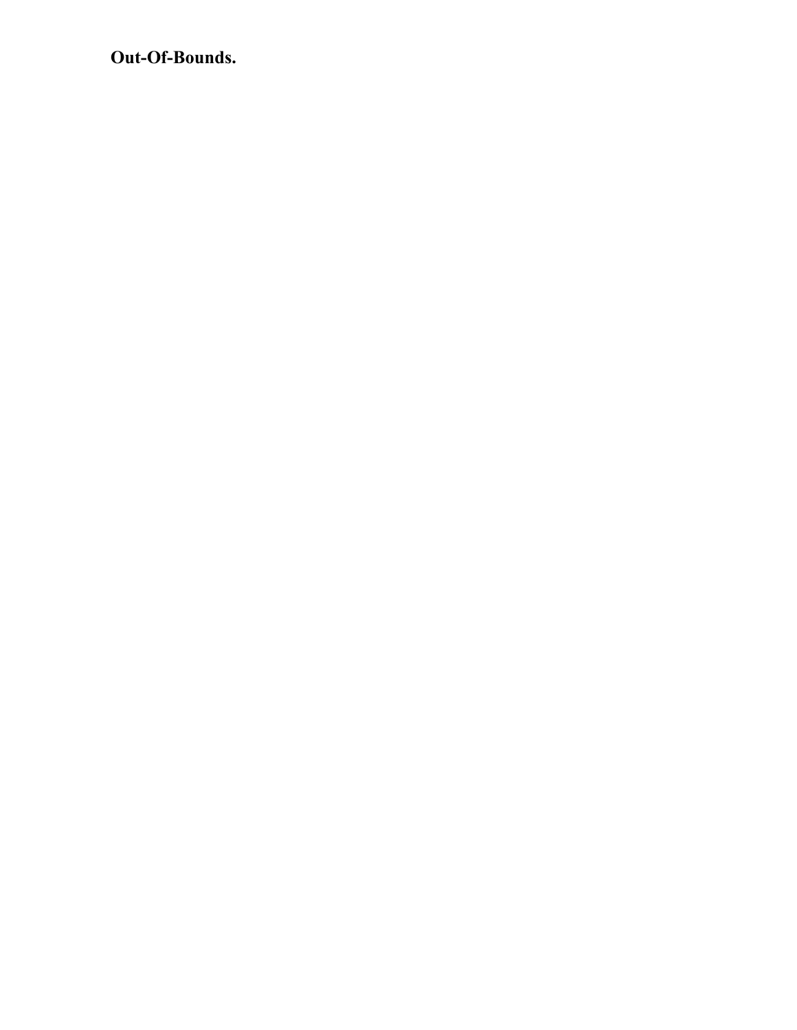**Out-Of-Bounds.**